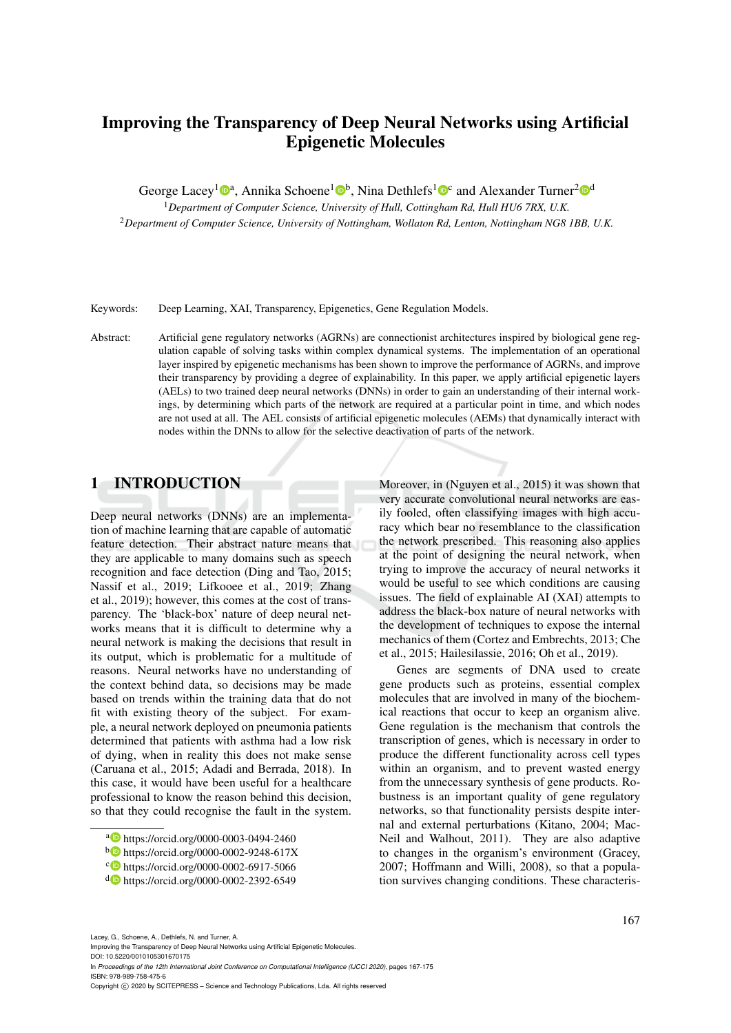# Improving the Transparency of Deep Neural Networks using Artificial Epigenetic Molecules

George Lacey[1][a], Annika Schoene[1][b], Nina Dethlefs[1][c] and Alexander Turner[2][d]

[1]*Department of Computer Science, University of Hull, Cottingham Rd, Hull HU6 7RX, U.K.*

[2]*Department of Computer Science, University of Nottingham, Wollaton Rd, Lenton, Nottingham NG8 1BB, U.K.*

Keywords: Deep Learning, XAI, Transparency, Epigenetics, Gene Regulation Models.

Abstract: Artificial gene regulatory networks (AGRNs) are connectionist architectures inspired by biological gene regulation capable of solving tasks within complex dynamical systems. The implementation of an operational layer inspired by epigenetic mechanisms has been shown to improve the performance of AGRNs, and improve their transparency by providing a degree of explainability. In this paper, we apply artificial epigenetic layers (AELs) to two trained deep neural networks (DNNs) in order to gain an understanding of their internal workings, by determining which parts of the network are required at a particular point in time, and which nodes are not used at all. The AEL consists of artificial epigenetic molecules (AEMs) that dynamically interact with nodes within the DNNs to allow for the selective deactivation of parts of the network.

## 1 INTRODUCTION

Deep neural networks (DNNs) are an implementation of machine learning that are capable of automatic feature detection. Their abstract nature means that they are applicable to many domains such as speech recognition and face detection (Ding and Tao, 2015; Nassif et al., 2019; Lifkooee et al., 2019; Zhang et al., 2019); however, this comes at the cost of transparency. The 'black-box' nature of deep neural networks means that it is difficult to determine why a neural network is making the decisions that result in its output, which is problematic for a multitude of reasons. Neural networks have no understanding of the context behind data, so decisions may be made based on trends within the training data that do not fit with existing theory of the subject. For example, a neural network deployed on pneumonia patients determined that patients with asthma had a low risk of dying, when in reality this does not make sense (Caruana et al., 2015; Adadi and Berrada, 2018). In this case, it would have been useful for a healthcare professional to know the reason behind this decision, so that they could recognise the fault in the system. Moreover, in (Nguyen et al., 2015) it was shown that very accurate convolutional neural networks are easily fooled, often classifying images with high accuracy which bear no resemblance to the classification the network prescribed. This reasoning also applies at the point of designing the neural network, when trying to improve the accuracy of neural networks it would be useful to see which conditions are causing issues. The field of explainable AI (XAI) attempts to address the black-box nature of neural networks with the development of techniques to expose the internal mechanics of them (Cortez and Embrechts, 2013; Che et al., 2015; Hailesilassie, 2016; Oh et al., 2019).

Genes are segments of DNA used to create gene products such as proteins, essential complex molecules that are involved in many of the biochemical reactions that occur to keep an organism alive. Gene regulation is the mechanism that controls the transcription of genes, which is necessary in order to produce the different functionality across cell types within an organism, and to prevent wasted energy from the unnecessary synthesis of gene products. Robustness is an important quality of gene regulatory networks, so that functionality persists despite internal and external perturbations (Kitano, 2004; MacNeil and Walhout, 2011). They are also adaptive to changes in the organism's environment (Gracey, 2007; Hoffmann and Willi, 2008), so that a population survives changing conditions. These characteris-

[a] https://orcid.org/0000-0003-0494-2460
[b] https://orcid.org/0000-0002-9248-617X
[c] https://orcid.org/0000-0002-6917-5066
[d] https://orcid.org/0000-0002-2392-6549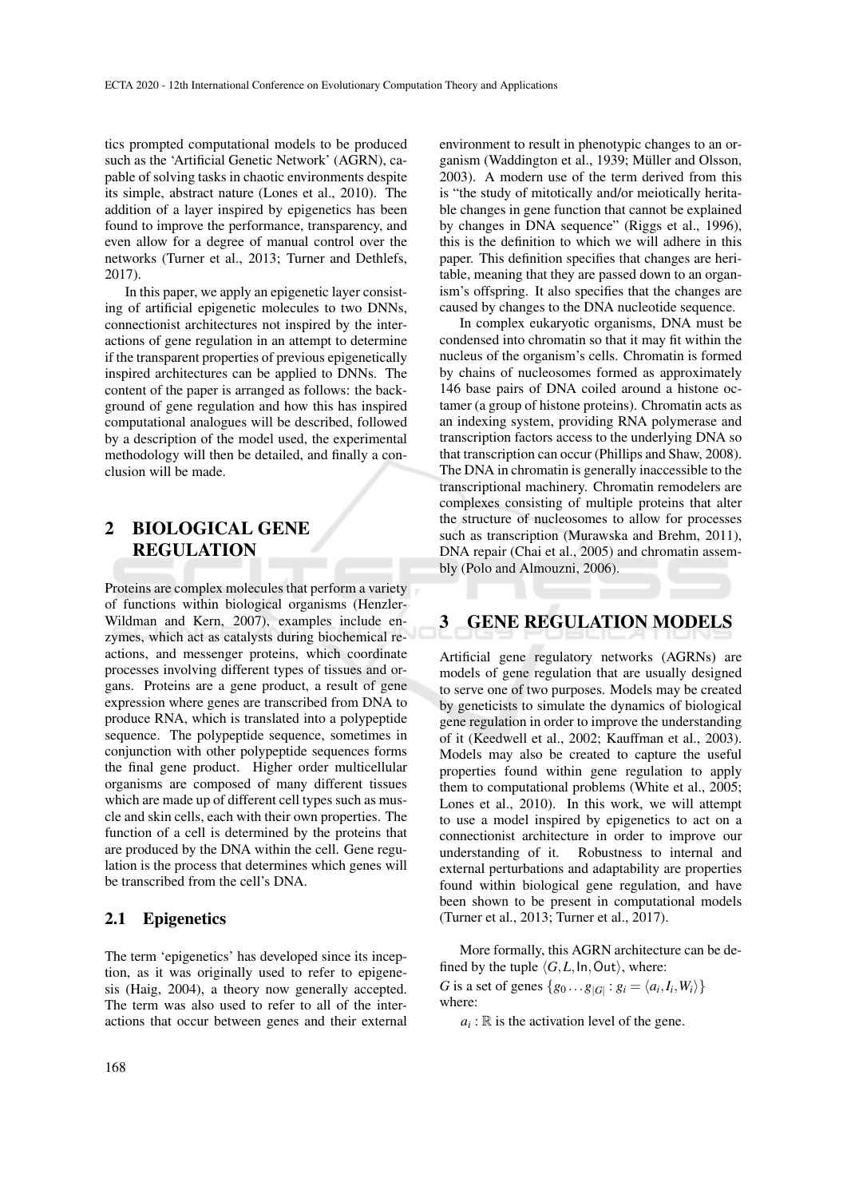tics prompted computational models to be produced such as the 'Artificial Genetic Network' (AGRN), capable of solving tasks in chaotic environments despite its simple, abstract nature (Lones et al., 2010). The addition of a layer inspired by epigenetics has been found to improve the performance, transparency, and even allow for a degree of manual control over the networks (Turner et al., 2013; Turner and Dethlefs, 2017).

In this paper, we apply an epigenetic layer consisting of artificial epigenetic molecules to two DNNs, connectionist architectures not inspired by the interactions of gene regulation in an attempt to determine if the transparent properties of previous epigenetically inspired architectures can be applied to DNNs. The content of the paper is arranged as follows: the background of gene regulation and how this has inspired computational analogues will be described, followed by a description of the model used, the experimental methodology will then be detailed, and finally a conclusion will be made.

## 2 BIOLOGICAL GENE REGULATION

Proteins are complex molecules that perform a variety of functions within biological organisms (Henzler-Wildman and Kern, 2007), examples include enzymes, which act as catalysts during biochemical reactions, and messenger proteins, which coordinate processes involving different types of tissues and organs. Proteins are a gene product, a result of gene expression where genes are transcribed from DNA to produce RNA, which is translated into a polypeptide sequence. The polypeptide sequence, sometimes in conjunction with other polypeptide sequences forms the final gene product. Higher order multicellular organisms are composed of many different tissues which are made up of different cell types such as muscle and skin cells, each with their own properties. The function of a cell is determined by the proteins that are produced by the DNA within the cell. Gene regulation is the process that determines which genes will be transcribed from the cell's DNA.

### 2.1 Epigenetics

The term 'epigenetics' has developed since its inception, as it was originally used to refer to epigenesis (Haig, 2004), a theory now generally accepted. The term was also used to refer to all of the interactions that occur between genes and their external environment to result in phenotypic changes to an organism (Waddington et al., 1939; Müller and Olsson, 2003). A modern use of the term derived from this is "the study of mitotically and/or meiotically heritable changes in gene function that cannot be explained by changes in DNA sequence" (Riggs et al., 1996), this is the definition to which we will adhere in this paper. This definition specifies that changes are heritable, meaning that they are passed down to an organism's offspring. It also specifies that the changes are caused by changes to the DNA nucleotide sequence.

In complex eukaryotic organisms, DNA must be condensed into chromatin so that it may fit within the nucleus of the organism's cells. Chromatin is formed by chains of nucleosomes formed as approximately 146 base pairs of DNA coiled around a histone octamer (a group of histone proteins). Chromatin acts as an indexing system, providing RNA polymerase and transcription factors access to the underlying DNA so that transcription can occur (Phillips and Shaw, 2008). The DNA in chromatin is generally inaccessible to the transcriptional machinery. Chromatin remodelers are complexes consisting of multiple proteins that alter the structure of nucleosomes to allow for processes such as transcription (Murawska and Brehm, 2011), DNA repair (Chai et al., 2005) and chromatin assembly (Polo and Almouzni, 2006).

## 3 GENE REGULATION MODELS

Artificial gene regulatory networks (AGRNs) are models of gene regulation that are usually designed to serve one of two purposes. Models may be created by geneticists to simulate the dynamics of biological gene regulation in order to improve the understanding of it (Keedwell et al., 2002; Kauffman et al., 2003). Models may also be created to capture the useful properties found within gene regulation to apply them to computational problems (White et al., 2005; Lones et al., 2010). In this work, we will attempt to use a model inspired by epigenetics to act on a connectionist architecture in order to improve our understanding of it. Robustness to internal and external perturbations and adaptability are properties found within biological gene regulation, and have been shown to be present in computational models (Turner et al., 2013; Turner et al., 2017).

More formally, this AGRN architecture can be defined by the tuple $\langle G, L, \mathsf{In}, \mathsf{Out} \rangle$, where:

$G$ is a set of genes $\{g_0 \dots g_{|G|} : g_i = \langle a_i, I_i, W_i \rangle\}$ where:

$a_i : \mathbb{R}$ is the activation level of the gene.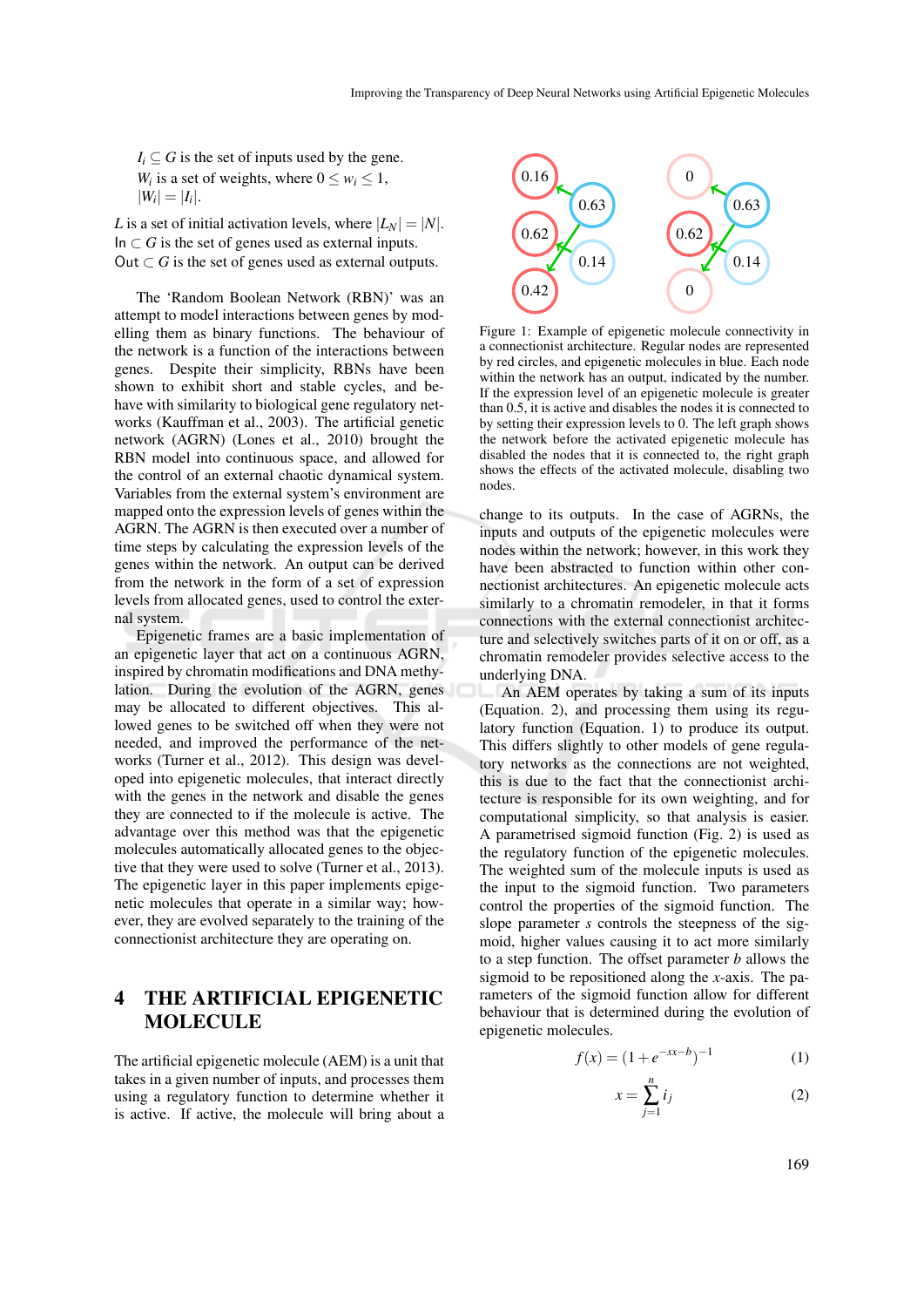$I_i \subseteq G$ is the set of inputs used by the gene.
$W_i$ is a set of weights, where $0 \leq w_i \leq 1$,
$|W_i| = |I_i|$.

$L$ is a set of initial activation levels, where $|L_N| = |N|$.
In $\subset G$ is the set of genes used as external inputs.
Out $\subset G$ is the set of genes used as external outputs.

The 'Random Boolean Network (RBN)' was an attempt to model interactions between genes by modelling them as binary functions. The behaviour of the network is a function of the interactions between genes. Despite their simplicity, RBNs have been shown to exhibit short and stable cycles, and behave with similarity to biological gene regulatory networks (Kauffman et al., 2003). The artificial genetic network (AGRN) (Lones et al., 2010) brought the RBN model into continuous space, and allowed for the control of an external chaotic dynamical system. Variables from the external system's environment are mapped onto the expression levels of genes within the AGRN. The AGRN is then executed over a number of time steps by calculating the expression levels of the genes within the network. An output can be derived from the network in the form of a set of expression levels from allocated genes, used to control the external system.

Epigenetic frames are a basic implementation of an epigenetic layer that act on a continuous AGRN, inspired by chromatin modifications and DNA methylation. During the evolution of the AGRN, genes may be allocated to different objectives. This allowed genes to be switched off when they were not needed, and improved the performance of the networks (Turner et al., 2012). This design was developed into epigenetic molecules, that interact directly with the genes in the network and disable the genes they are connected to if the molecule is active. The advantage over this method was that the epigenetic molecules automatically allocated genes to the objective that they were used to solve (Turner et al., 2013). The epigenetic layer in this paper implements epigenetic molecules that operate in a similar way; however, they are evolved separately to the training of the connectionist architecture they are operating on.

## 4 THE ARTIFICIAL EPIGENETIC MOLECULE

The artificial epigenetic molecule (AEM) is a unit that takes in a given number of inputs, and processes them using a regulatory function to determine whether it is active. If active, the molecule will bring about a change to its outputs. In the case of AGRNs, the inputs and outputs of the epigenetic molecules were nodes within the network; however, in this work they have been abstracted to function within other connectionist architectures. An epigenetic molecule acts similarly to a chromatin remodeler, in that it forms connections with the external connectionist architecture and selectively switches parts of it on or off, as a chromatin remodeler provides selective access to the underlying DNA.

Figure 1: Example of epigenetic molecule connectivity in a connectionist architecture. Regular nodes are represented by red circles, and epigenetic molecules in blue. Each node within the network has an output, indicated by the number. If the expression level of an epigenetic molecule is greater than 0.5, it is active and disables the nodes it is connected to by setting their expression levels to 0. The left graph shows the network before the activated epigenetic molecule has disabled the nodes that it is connected to, the right graph shows the effects of the activated molecule, disabling two nodes.

An AEM operates by taking a sum of its inputs (Equation. 2), and processing them using its regulatory function (Equation. 1) to produce its output. This differs slightly to other models of gene regulatory networks as the connections are not weighted, this is due to the fact that the connectionist architecture is responsible for its own weighting, and for computational simplicity, so that analysis is easier. A parametrised sigmoid function (Fig. 2) is used as the regulatory function of the epigenetic molecules. The weighted sum of the molecule inputs is used as the input to the sigmoid function. Two parameters control the properties of the sigmoid function. The slope parameter $s$ controls the steepness of the sigmoid, higher values causing it to act more similarly to a step function. The offset parameter $b$ allows the sigmoid to be repositioned along the $x$-axis. The parameters of the sigmoid function allow for different behaviour that is determined during the evolution of epigenetic molecules.

$$f(x) = (1 + e^{-sx-b})^{-1} \tag{1}$$

$$x = \sum_{j=1}^{n} i_j \tag{2}$$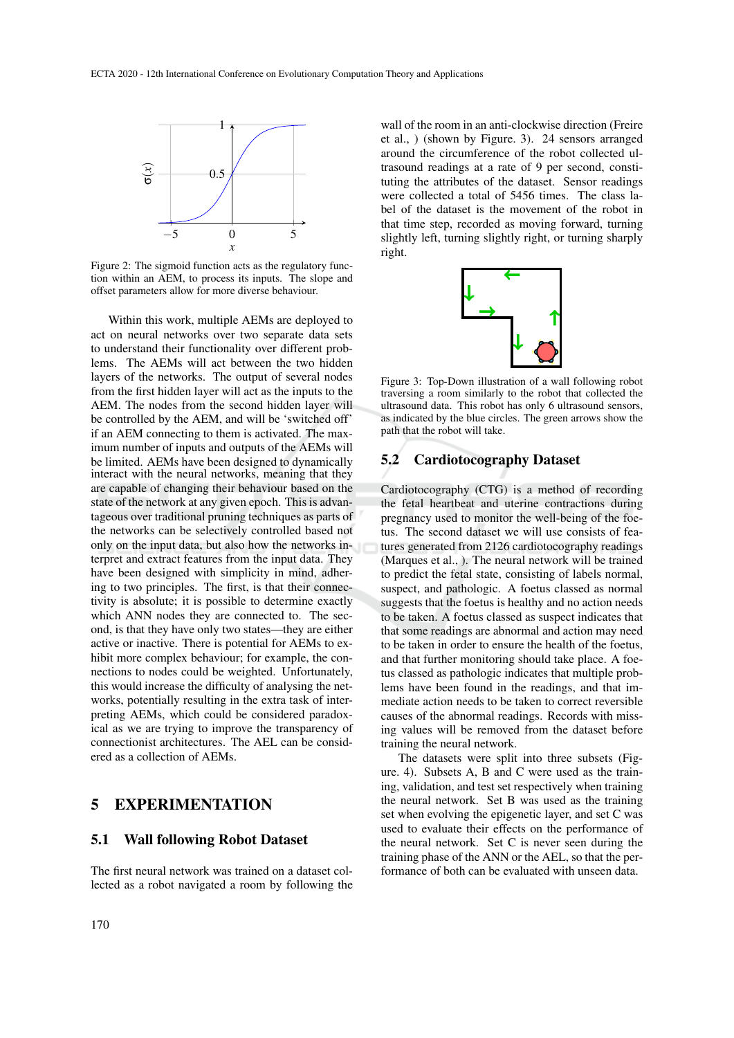Figure 2: The sigmoid function acts as the regulatory function within an AEM, to process its inputs. The slope and offset parameters allow for more diverse behaviour.

Within this work, multiple AEMs are deployed to act on neural networks over two separate data sets to understand their functionality over different problems. The AEMs will act between the two hidden layers of the networks. The output of several nodes from the first hidden layer will act as the inputs to the AEM. The nodes from the second hidden layer will be controlled by the AEM, and will be 'switched off' if an AEM connecting to them is activated. The maximum number of inputs and outputs of the AEMs will be limited. AEMs have been designed to dynamically interact with the neural networks, meaning that they are capable of changing their behaviour based on the state of the network at any given epoch. This is advantageous over traditional pruning techniques as parts of the networks can be selectively controlled based not only on the input data, but also how the networks interpret and extract features from the input data. They have been designed with simplicity in mind, adhering to two principles. The first, is that their connectivity is absolute; it is possible to determine exactly which ANN nodes they are connected to. The second, is that they have only two states—they are either active or inactive. There is potential for AEMs to exhibit more complex behaviour; for example, the connections to nodes could be weighted. Unfortunately, this would increase the difficulty of analysing the networks, potentially resulting in the extra task of interpreting AEMs, which could be considered paradoxical as we are trying to improve the transparency of connectionist architectures. The AEL can be considered as a collection of AEMs.

# 5 EXPERIMENTATION

## 5.1 Wall following Robot Dataset

The first neural network was trained on a dataset collected as a robot navigated a room by following the wall of the room in an anti-clockwise direction (Freire et al., ) (shown by Figure. 3). 24 sensors arranged around the circumference of the robot collected ultrasound readings at a rate of 9 per second, constituting the attributes of the dataset. Sensor readings were collected a total of 5456 times. The class label of the dataset is the movement of the robot in that time step, recorded as moving forward, turning slightly left, turning slightly right, or turning sharply right.

Figure 3: Top-Down illustration of a wall following robot traversing a room similarly to the robot that collected the ultrasound data. This robot has only 6 ultrasound sensors, as indicated by the blue circles. The green arrows show the path that the robot will take.

## 5.2 Cardiotocography Dataset

Cardiotocography (CTG) is a method of recording the fetal heartbeat and uterine contractions during pregnancy used to monitor the well-being of the foetus. The second dataset we will use consists of features generated from 2126 cardiotocography readings (Marques et al., ). The neural network will be trained to predict the fetal state, consisting of labels normal, suspect, and pathologic. A foetus classed as normal suggests that the foetus is healthy and no action needs to be taken. A foetus classed as suspect indicates that that some readings are abnormal and action may need to be taken in order to ensure the health of the foetus, and that further monitoring should take place. A foetus classed as pathologic indicates that multiple problems have been found in the readings, and that immediate action needs to be taken to correct reversible causes of the abnormal readings. Records with missing values will be removed from the dataset before training the neural network.

The datasets were split into three subsets (Figure. 4). Subsets A, B and C were used as the training, validation, and test set respectively when training the neural network. Set B was used as the training set when evolving the epigenetic layer, and set C was used to evaluate their effects on the performance of the neural network. Set C is never seen during the training phase of the ANN or the AEL, so that the performance of both can be evaluated with unseen data.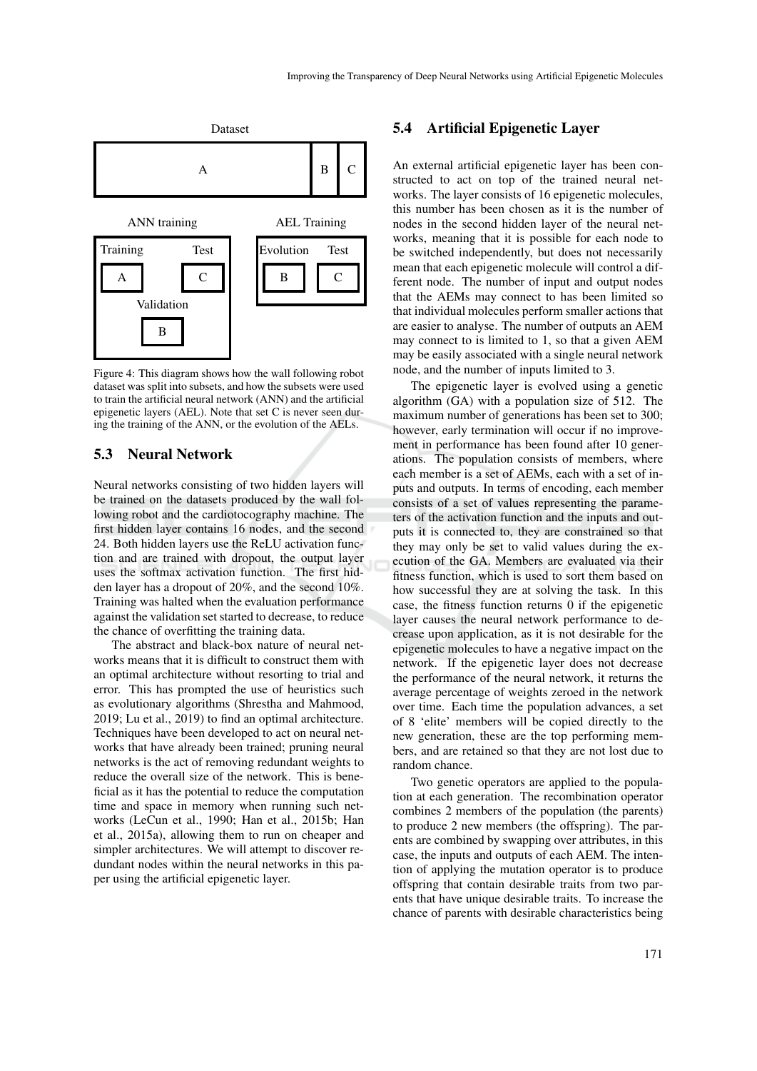Dataset

| A | B | C |
|---|---|---|

ANN training: Training (A), Validation (B), Test (C)

AEL Training: Evolution (B), Test (C)

Figure 4: This diagram shows how the wall following robot dataset was split into subsets, and how the subsets were used to train the artificial neural network (ANN) and the artificial epigenetic layers (AEL). Note that set C is never seen during the training of the ANN, or the evolution of the AELs.

### 5.3 Neural Network

Neural networks consisting of two hidden layers will be trained on the datasets produced by the wall following robot and the cardiotocography machine. The first hidden layer contains 16 nodes, and the second 24. Both hidden layers use the ReLU activation function and are trained with dropout, the output layer uses the softmax activation function. The first hidden layer has a dropout of 20%, and the second 10%. Training was halted when the evaluation performance against the validation set started to decrease, to reduce the chance of overfitting the training data.

The abstract and black-box nature of neural networks means that it is difficult to construct them with an optimal architecture without resorting to trial and error. This has prompted the use of heuristics such as evolutionary algorithms (Shrestha and Mahmood, 2019; Lu et al., 2019) to find an optimal architecture. Techniques have been developed to act on neural networks that have already been trained; pruning neural networks is the act of removing redundant weights to reduce the overall size of the network. This is beneficial as it has the potential to reduce the computation time and space in memory when running such networks (LeCun et al., 1990; Han et al., 2015b; Han et al., 2015a), allowing them to run on cheaper and simpler architectures. We will attempt to discover redundant nodes within the neural networks in this paper using the artificial epigenetic layer.

### 5.4 Artificial Epigenetic Layer

An external artificial epigenetic layer has been constructed to act on top of the trained neural networks. The layer consists of 16 epigenetic molecules, this number has been chosen as it is the number of nodes in the second hidden layer of the neural networks, meaning that it is possible for each node to be switched independently, but does not necessarily mean that each epigenetic molecule will control a different node. The number of input and output nodes that the AEMs may connect to has been limited so that individual molecules perform smaller actions that are easier to analyse. The number of outputs an AEM may connect to is limited to 1, so that a given AEM may be easily associated with a single neural network node, and the number of inputs limited to 3.

The epigenetic layer is evolved using a genetic algorithm (GA) with a population size of 512. The maximum number of generations has been set to 300; however, early termination will occur if no improvement in performance has been found after 10 generations. The population consists of members, where each member is a set of AEMs, each with a set of inputs and outputs. In terms of encoding, each member consists of a set of values representing the parameters of the activation function and the inputs and outputs it is connected to, they are constrained so that they may only be set to valid values during the execution of the GA. Members are evaluated via their fitness function, which is used to sort them based on how successful they are at solving the task. In this case, the fitness function returns 0 if the epigenetic layer causes the neural network performance to decrease upon application, as it is not desirable for the epigenetic molecules to have a negative impact on the network. If the epigenetic layer does not decrease the performance of the neural network, it returns the average percentage of weights zeroed in the network over time. Each time the population advances, a set of 8 'elite' members will be copied directly to the new generation, these are the top performing members, and are retained so that they are not lost due to random chance.

Two genetic operators are applied to the population at each generation. The recombination operator combines 2 members of the population (the parents) to produce 2 new members (the offspring). The parents are combined by swapping over attributes, in this case, the inputs and outputs of each AEM. The intention of applying the mutation operator is to produce offspring that contain desirable traits from two parents that have unique desirable traits. To increase the chance of parents with desirable characteristics being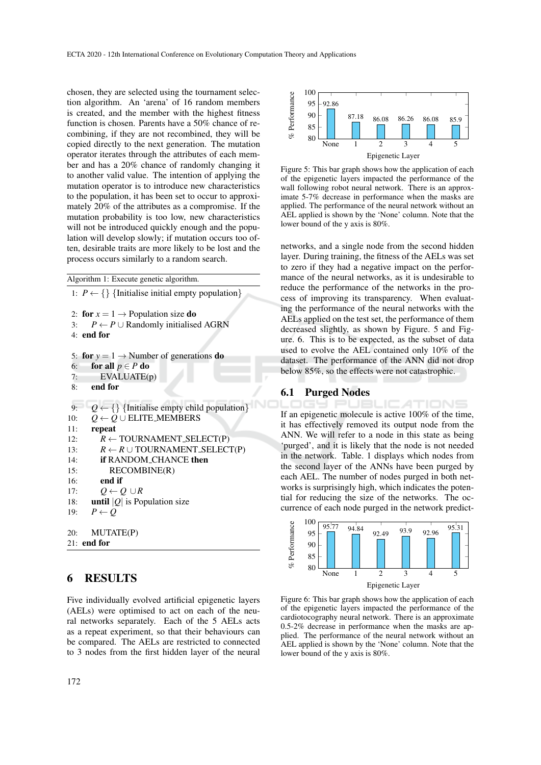chosen, they are selected using the tournament selection algorithm. An 'arena' of 16 random members is created, and the member with the highest fitness function is chosen. Parents have a 50% chance of recombining, if they are not recombined, they will be copied directly to the next generation. The mutation operator iterates through the attributes of each member and has a 20% chance of randomly changing it to another valid value. The intention of applying the mutation operator is to introduce new characteristics to the population, it has been set to occur to approximately 20% of the attributes as a compromise. If the mutation probability is too low, new characteristics will not be introduced quickly enough and the population will develop slowly; if mutation occurs too often, desirable traits are more likely to be lost and the process occurs similarly to a random search.

Algorithm 1: Execute genetic algorithm.

```
 1: P ← {} {Initialise initial empty population}

 2: for x = 1 → Population size do
 3:    P ← P ∪ Randomly initialised AGRN
 4: end for

 5: for y = 1 → Number of generations do
 6:    for all p ∈ P do
 7:       EVALUATE(p)
 8:    end for

 9:    Q ← {} {Initialise empty child population}
10:    Q ← Q ∪ ELITE_MEMBERS
11:    repeat
12:       R ← TOURNAMENT_SELECT(P)
13:       R ← R ∪ TOURNAMENT_SELECT(P)
14:       if RANDOM_CHANCE then
15:          RECOMBINE(R)
16:       end if
17:       Q ← Q ∪R
18:    until |Q| is Population size
19:    P ← Q

20:    MUTATE(P)
21: end for
```

## 6 RESULTS

Five individually evolved artificial epigenetic layers (AELs) were optimised to act on each of the neural networks separately. Each of the 5 AELs acts as a repeat experiment, so that their behaviours can be compared. The AELs are restricted to connected to 3 nodes from the first hidden layer of the neural networks, and a single node from the second hidden layer. During training, the fitness of the AELs was set to zero if they had a negative impact on the performance of the neural networks, as it is undesirable to reduce the performance of the networks in the process of improving its transparency. When evaluating the performance of the neural networks with the AELs applied on the test set, the performance of them decreased slightly, as shown by Figure. 5 and Figure. 6. This is to be expected, as the subset of data used to evolve the AEL contained only 10% of the dataset. The performance of the ANN did not drop below 85%, so the effects were not catastrophic.

| Epigenetic Layer | None | 1 | 2 | 3 | 4 | 5 |
|---|---|---|---|---|---|---|
| % Performance | 92.86 | 87.18 | 86.08 | 86.26 | 86.08 | 85.9 |

Figure 5: This bar graph shows how the application of each of the epigenetic layers impacted the performance of the wall following robot neural network. There is an approximate 5-7% decrease in performance when the masks are applied. The performance of the neural network without an AEL applied is shown by the 'None' column. Note that the lower bound of the y axis is 80%.

| Epigenetic Layer | None | 1 | 2 | 3 | 4 | 5 |
|---|---|---|---|---|---|---|
| % Performance | 95.77 | 94.84 | 92.49 | 93.9 | 92.96 | 95.31 |

Figure 6: This bar graph shows how the application of each of the epigenetic layers impacted the performance of the cardiotocography neural network. There is an approximate 0.5-2% decrease in performance when the masks are applied. The performance of the neural network without an AEL applied is shown by the 'None' column. Note that the lower bound of the y axis is 80%.

### 6.1 Purged Nodes

If an epigenetic molecule is active 100% of the time, it has effectively removed its output node from the ANN. We will refer to a node in this state as being 'purged', and it is likely that the node is not needed in the network. Table. 1 displays which nodes from the second layer of the ANNs have been purged by each AEL. The number of nodes purged in both networks is surprisingly high, which indicates the potential for reducing the size of the networks. The occurrence of each node purged in the network predict-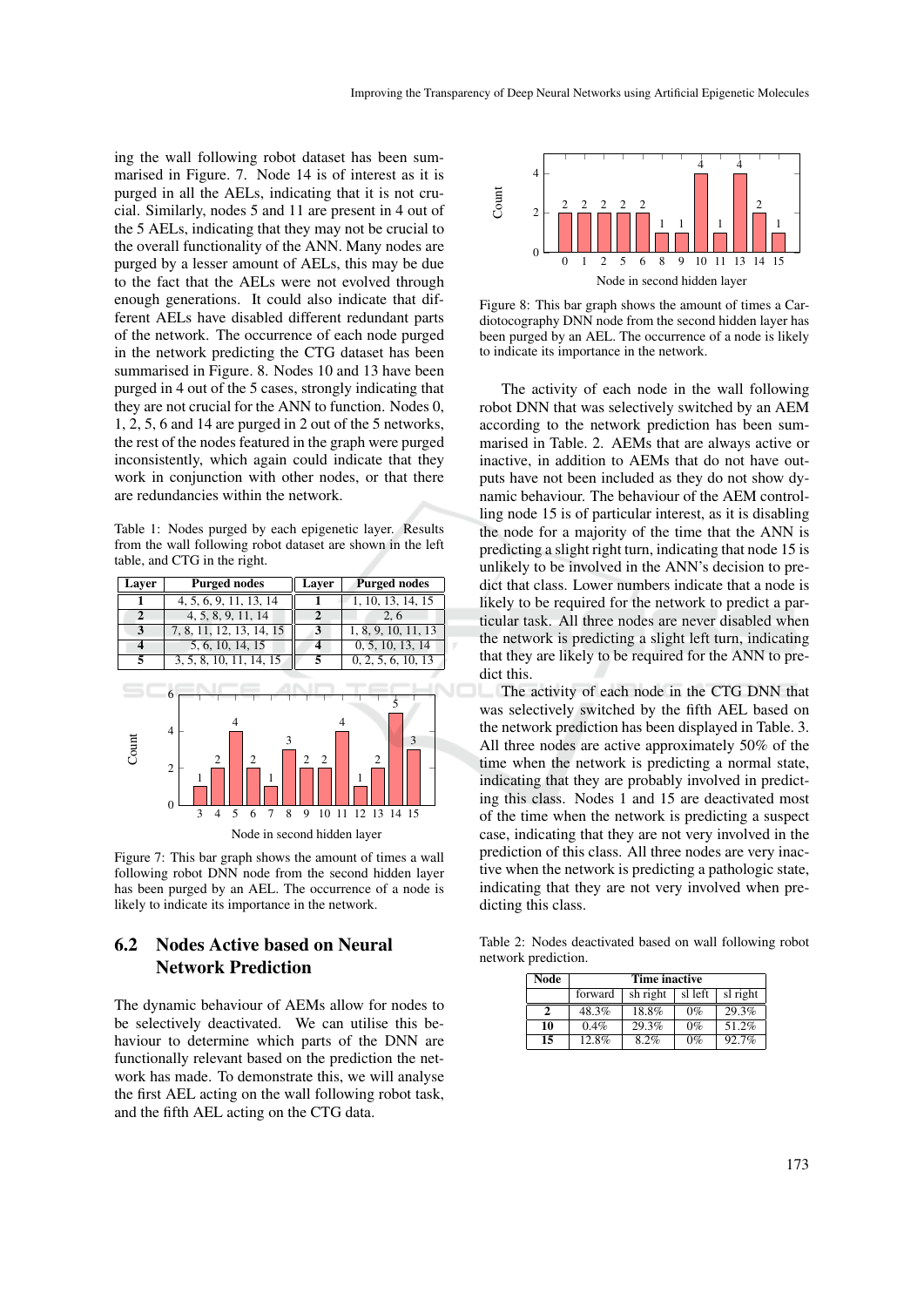ing the wall following robot dataset has been summarised in Figure. 7. Node 14 is of interest as it is purged in all the AELs, indicating that it is not crucial. Similarly, nodes 5 and 11 are present in 4 out of the 5 AELs, indicating that they may not be crucial to the overall functionality of the ANN. Many nodes are purged by a lesser amount of AELs, this may be due to the fact that the AELs were not evolved through enough generations. It could also indicate that different AELs have disabled different redundant parts of the network. The occurrence of each node purged in the network predicting the CTG dataset has been summarised in Figure. 8. Nodes 10 and 13 have been purged in 4 out of the 5 cases, strongly indicating that they are not crucial for the ANN to function. Nodes 0, 1, 2, 5, 6 and 14 are purged in 2 out of the 5 networks, the rest of the nodes featured in the graph were purged inconsistently, which again could indicate that they work in conjunction with other nodes, or that there are redundancies within the network.

Table 1: Nodes purged by each epigenetic layer. Results from the wall following robot dataset are shown in the left table, and CTG in the right.

| Layer | Purged nodes | Layer | Purged nodes |
|---|---|---|---|
| 1 | 4, 5, 6, 9, 11, 13, 14 | 1 | 1, 10, 13, 14, 15 |
| 2 | 4, 5, 8, 9, 11, 14 | 2 | 2, 6 |
| 3 | 7, 8, 11, 12, 13, 14, 15 | 3 | 1, 8, 9, 10, 11, 13 |
| 4 | 5, 6, 10, 14, 15 | 4 | 0, 5, 10, 13, 14 |
| 5 | 3, 5, 8, 10, 11, 14, 15 | 5 | 0, 2, 5, 6, 10, 13 |

Figure 7: This bar graph shows the amount of times a wall following robot DNN node from the second hidden layer has been purged by an AEL. The occurrence of a node is likely to indicate its importance in the network.

Figure 8: This bar graph shows the amount of times a Cardiotocography DNN node from the second hidden layer has been purged by an AEL. The occurrence of a node is likely to indicate its importance in the network.

## 6.2 Nodes Active based on Neural Network Prediction

The dynamic behaviour of AEMs allow for nodes to be selectively deactivated. We can utilise this behaviour to determine which parts of the DNN are functionally relevant based on the prediction the network has made. To demonstrate this, we will analyse the first AEL acting on the wall following robot task, and the fifth AEL acting on the CTG data.

The activity of each node in the wall following robot DNN that was selectively switched by an AEM according to the network prediction has been summarised in Table. 2. AEMs that are always active or inactive, in addition to AEMs that do not have outputs have not been included as they do not show dynamic behaviour. The behaviour of the AEM controlling node 15 is of particular interest, as it is disabling the node for a majority of the time that the ANN is predicting a slight right turn, indicating that node 15 is unlikely to be involved in the ANN's decision to predict that class. Lower numbers indicate that a node is likely to be required for the network to predict a particular task. All three nodes are never disabled when the network is predicting a slight left turn, indicating that they are likely to be required for the ANN to predict this.

The activity of each node in the CTG DNN that was selectively switched by the fifth AEL based on the network prediction has been displayed in Table. 3. All three nodes are active approximately 50% of the time when the network is predicting a normal state, indicating that they are probably involved in predicting this class. Nodes 1 and 15 are deactivated most of the time when the network is predicting a suspect case, indicating that they are not very involved in the prediction of this class. All three nodes are very inactive when the network is predicting a pathologic state, indicating that they are not very involved when predicting this class.

Table 2: Nodes deactivated based on wall following robot network prediction.

| Node | Time inactive | | | |
|---|---|---|---|---|
| | forward | sh right | sl left | sl right |
| 2 | 48.3% | 18.8% | 0% | 29.3% |
| 10 | 0.4% | 29.3% | 0% | 51.2% |
| 15 | 12.8% | 8.2% | 0% | 92.7% |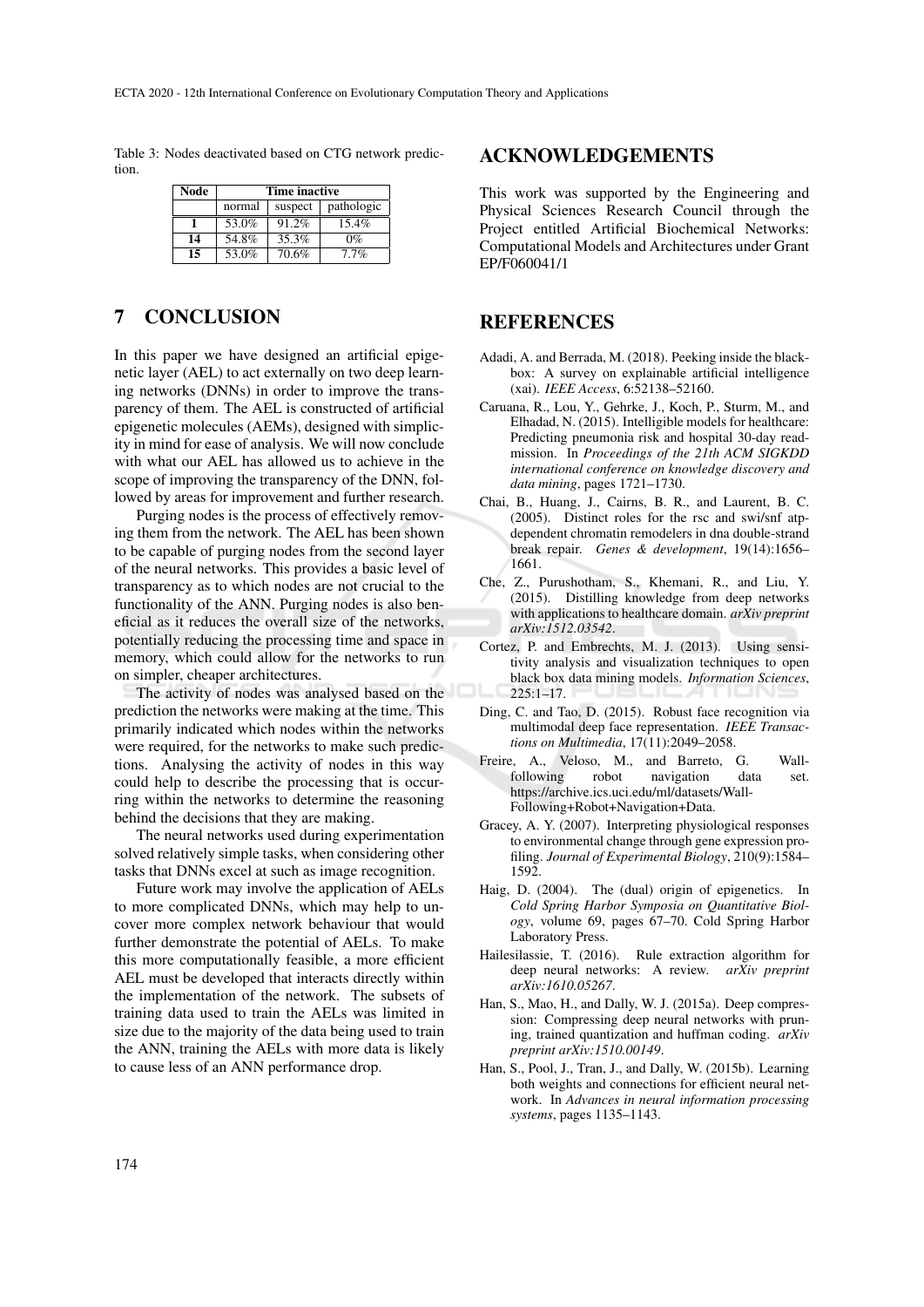Table 3: Nodes deactivated based on CTG network prediction.

| Node | Time inactive | | |
|---|---|---|---|
| | normal | suspect | pathologic |
| **1** | 53.0% | 91.2% | 15.4% |
| **14** | 54.8% | 35.3% | 0% |
| **15** | 53.0% | 70.6% | 7.7% |

## 7 CONCLUSION

In this paper we have designed an artificial epigenetic layer (AEL) to act externally on two deep learning networks (DNNs) in order to improve the transparency of them. The AEL is constructed of artificial epigenetic molecules (AEMs), designed with simplicity in mind for ease of analysis. We will now conclude with what our AEL has allowed us to achieve in the scope of improving the transparency of the DNN, followed by areas for improvement and further research.

Purging nodes is the process of effectively removing them from the network. The AEL has been shown to be capable of purging nodes from the second layer of the neural networks. This provides a basic level of transparency as to which nodes are not crucial to the functionality of the ANN. Purging nodes is also beneficial as it reduces the overall size of the networks, potentially reducing the processing time and space in memory, which could allow for the networks to run on simpler, cheaper architectures.

The activity of nodes was analysed based on the prediction the networks were making at the time. This primarily indicated which nodes within the networks were required, for the networks to make such predictions. Analysing the activity of nodes in this way could help to describe the processing that is occurring within the networks to determine the reasoning behind the decisions that they are making.

The neural networks used during experimentation solved relatively simple tasks, when considering other tasks that DNNs excel at such as image recognition.

Future work may involve the application of AELs to more complicated DNNs, which may help to uncover more complex network behaviour that would further demonstrate the potential of AELs. To make this more computationally feasible, a more efficient AEL must be developed that interacts directly within the implementation of the network. The subsets of training data used to train the AELs was limited in size due to the majority of the data being used to train the ANN, training the AELs with more data is likely to cause less of an ANN performance drop.

## ACKNOWLEDGEMENTS

This work was supported by the Engineering and Physical Sciences Research Council through the Project entitled Artificial Biochemical Networks: Computational Models and Architectures under Grant EP/F060041/1

## REFERENCES

Adadi, A. and Berrada, M. (2018). Peeking inside the black-box: A survey on explainable artificial intelligence (xai). *IEEE Access*, 6:52138–52160.

Caruana, R., Lou, Y., Gehrke, J., Koch, P., Sturm, M., and Elhadad, N. (2015). Intelligible models for healthcare: Predicting pneumonia risk and hospital 30-day readmission. In *Proceedings of the 21th ACM SIGKDD international conference on knowledge discovery and data mining*, pages 1721–1730.

Chai, B., Huang, J., Cairns, B. R., and Laurent, B. C. (2005). Distinct roles for the rsc and swi/snf atp-dependent chromatin remodelers in dna double-strand break repair. *Genes & development*, 19(14):1656–1661.

Che, Z., Purushotham, S., Khemani, R., and Liu, Y. (2015). Distilling knowledge from deep networks with applications to healthcare domain. *arXiv preprint arXiv:1512.03542*.

Cortez, P. and Embrechts, M. J. (2013). Using sensitivity analysis and visualization techniques to open black box data mining models. *Information Sciences*, 225:1–17.

Ding, C. and Tao, D. (2015). Robust face recognition via multimodal deep face representation. *IEEE Transactions on Multimedia*, 17(11):2049–2058.

Freire, A., Veloso, M., and Barreto, G. Wall-following robot navigation data set. https://archive.ics.uci.edu/ml/datasets/Wall-Following+Robot+Navigation+Data.

Gracey, A. Y. (2007). Interpreting physiological responses to environmental change through gene expression profiling. *Journal of Experimental Biology*, 210(9):1584–1592.

Haig, D. (2004). The (dual) origin of epigenetics. In *Cold Spring Harbor Symposia on Quantitative Biology*, volume 69, pages 67–70. Cold Spring Harbor Laboratory Press.

Hailesilassie, T. (2016). Rule extraction algorithm for deep neural networks: A review. *arXiv preprint arXiv:1610.05267*.

Han, S., Mao, H., and Dally, W. J. (2015a). Deep compression: Compressing deep neural networks with pruning, trained quantization and huffman coding. *arXiv preprint arXiv:1510.00149*.

Han, S., Pool, J., Tran, J., and Dally, W. (2015b). Learning both weights and connections for efficient neural network. In *Advances in neural information processing systems*, pages 1135–1143.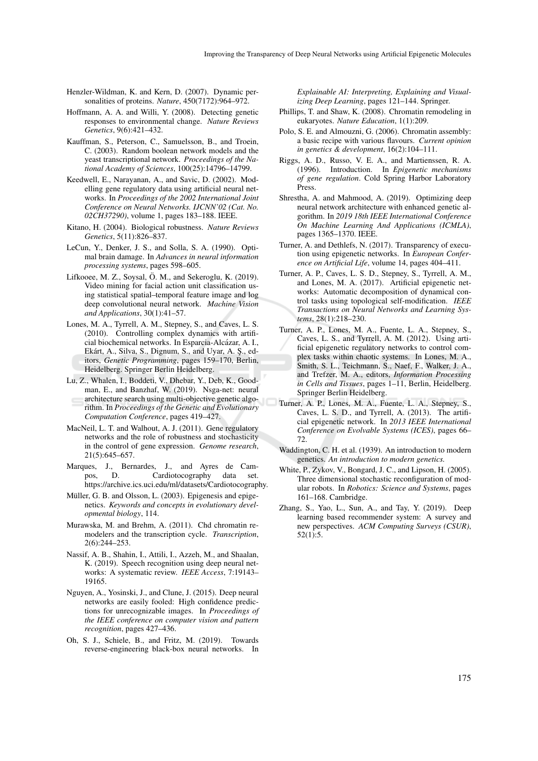Henzler-Wildman, K. and Kern, D. (2007). Dynamic personalities of proteins. *Nature*, 450(7172):964–972.

Hoffmann, A. A. and Willi, Y. (2008). Detecting genetic responses to environmental change. *Nature Reviews Genetics*, 9(6):421–432.

Kauffman, S., Peterson, C., Samuelsson, B., and Troein, C. (2003). Random boolean network models and the yeast transcriptional network. *Proceedings of the National Academy of Sciences*, 100(25):14796–14799.

Keedwell, E., Narayanan, A., and Savic, D. (2002). Modelling gene regulatory data using artificial neural networks. In *Proceedings of the 2002 International Joint Conference on Neural Networks. IJCNN'02 (Cat. No. 02CH37290)*, volume 1, pages 183–188. IEEE.

Kitano, H. (2004). Biological robustness. *Nature Reviews Genetics*, 5(11):826–837.

LeCun, Y., Denker, J. S., and Solla, S. A. (1990). Optimal brain damage. In *Advances in neural information processing systems*, pages 598–605.

Lifkooee, M. Z., Soysal, Ö. M., and Sekeroglu, K. (2019). Video mining for facial action unit classification using statistical spatial–temporal feature image and log deep convolutional neural network. *Machine Vision and Applications*, 30(1):41–57.

Lones, M. A., Tyrrell, A. M., Stepney, S., and Caves, L. S. (2010). Controlling complex dynamics with artificial biochemical networks. In Esparcia-Alcázar, A. I., Ekárt, A., Silva, S., Dignum, S., and Uyar, A. Ş., editors, *Genetic Programming*, pages 159–170, Berlin, Heidelberg. Springer Berlin Heidelberg.

Lu, Z., Whalen, I., Boddeti, V., Dhebar, Y., Deb, K., Goodman, E., and Banzhaf, W. (2019). Nsga-net: neural architecture search using multi-objective genetic algorithm. In *Proceedings of the Genetic and Evolutionary Computation Conference*, pages 419–427.

MacNeil, L. T. and Walhout, A. J. (2011). Gene regulatory networks and the role of robustness and stochasticity in the control of gene expression. *Genome research*, 21(5):645–657.

Marques, J., Bernardes, J., and Ayres de Campos, D. Cardiotocography data set. https://archive.ics.uci.edu/ml/datasets/Cardiotocography.

Müller, G. B. and Olsson, L. (2003). Epigenesis and epigenetics. *Keywords and concepts in evolutionary developmental biology*, 114.

Murawska, M. and Brehm, A. (2011). Chd chromatin remodelers and the transcription cycle. *Transcription*, 2(6):244–253.

Nassif, A. B., Shahin, I., Attili, I., Azzeh, M., and Shaalan, K. (2019). Speech recognition using deep neural networks: A systematic review. *IEEE Access*, 7:19143–19165.

Nguyen, A., Yosinski, J., and Clune, J. (2015). Deep neural networks are easily fooled: High confidence predictions for unrecognizable images. In *Proceedings of the IEEE conference on computer vision and pattern recognition*, pages 427–436.

Oh, S. J., Schiele, B., and Fritz, M. (2019). Towards reverse-engineering black-box neural networks. In *Explainable AI: Interpreting, Explaining and Visualizing Deep Learning*, pages 121–144. Springer.

Phillips, T. and Shaw, K. (2008). Chromatin remodeling in eukaryotes. *Nature Education*, 1(1):209.

Polo, S. E. and Almouzni, G. (2006). Chromatin assembly: a basic recipe with various flavours. *Current opinion in genetics & development*, 16(2):104–111.

Riggs, A. D., Russo, V. E. A., and Martienssen, R. A. (1996). Introduction. In *Epigenetic mechanisms of gene regulation*. Cold Spring Harbor Laboratory Press.

Shrestha, A. and Mahmood, A. (2019). Optimizing deep neural network architecture with enhanced genetic algorithm. In *2019 18th IEEE International Conference On Machine Learning And Applications (ICMLA)*, pages 1365–1370. IEEE.

Turner, A. and Dethlefs, N. (2017). Transparency of execution using epigenetic networks. In *European Conference on Artificial Life*, volume 14, pages 404–411.

Turner, A. P., Caves, L. S. D., Stepney, S., Tyrrell, A. M., and Lones, M. A. (2017). Artificial epigenetic networks: Automatic decomposition of dynamical control tasks using topological self-modification. *IEEE Transactions on Neural Networks and Learning Systems*, 28(1):218–230.

Turner, A. P., Lones, M. A., Fuente, L. A., Stepney, S., Caves, L. S., and Tyrrell, A. M. (2012). Using artificial epigenetic regulatory networks to control complex tasks within chaotic systems. In Lones, M. A., Smith, S. L., Teichmann, S., Naef, F., Walker, J. A., and Trefzer, M. A., editors, *Information Processing in Cells and Tissues*, pages 1–11, Berlin, Heidelberg. Springer Berlin Heidelberg.

Turner, A. P., Lones, M. A., Fuente, L. A., Stepney, S., Caves, L. S. D., and Tyrrell, A. (2013). The artificial epigenetic network. In *2013 IEEE International Conference on Evolvable Systems (ICES)*, pages 66–72.

Waddington, C. H. et al. (1939). An introduction to modern genetics. *An introduction to modern genetics.*

White, P., Zykov, V., Bongard, J. C., and Lipson, H. (2005). Three dimensional stochastic reconfiguration of modular robots. In *Robotics: Science and Systems*, pages 161–168. Cambridge.

Zhang, S., Yao, L., Sun, A., and Tay, Y. (2019). Deep learning based recommender system: A survey and new perspectives. *ACM Computing Surveys (CSUR)*, 52(1):5.